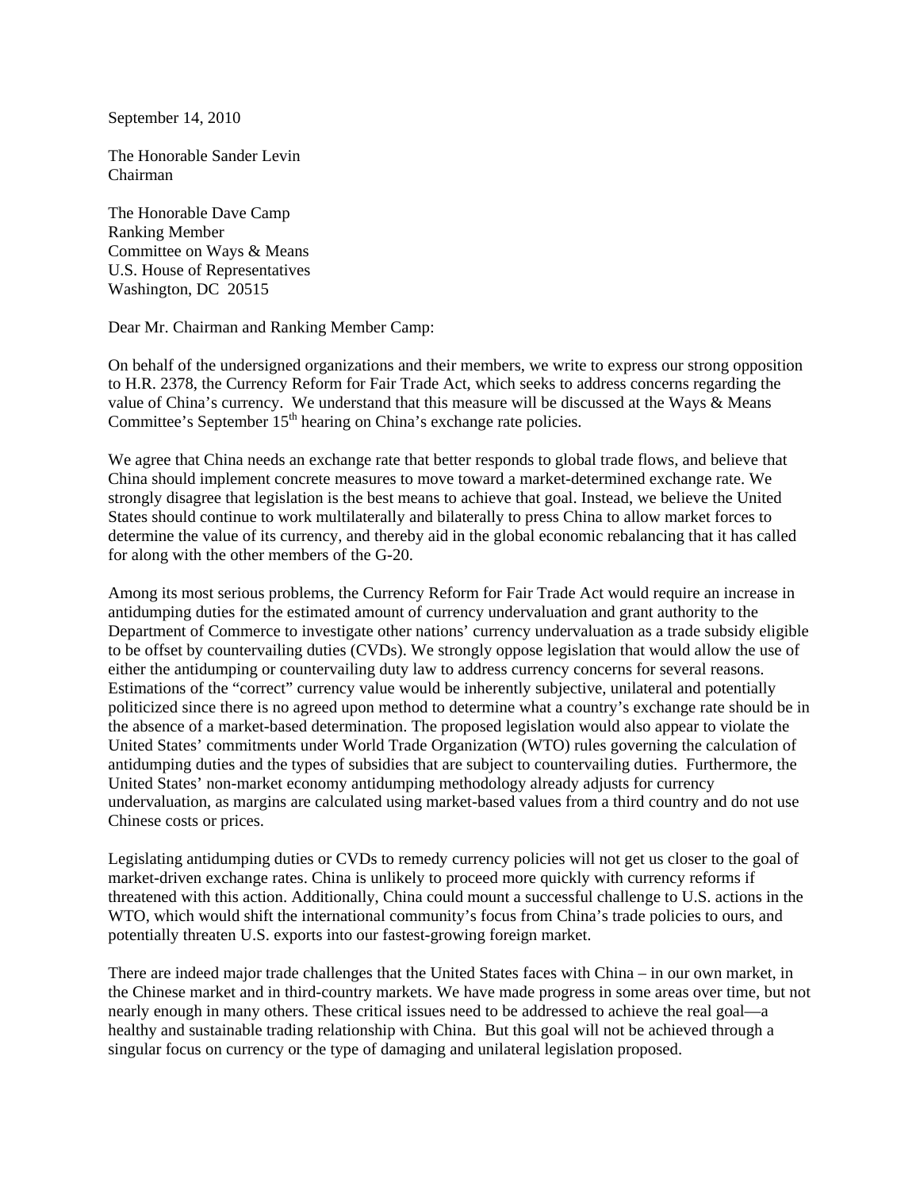September 14, 2010

The Honorable Sander Levin
Chairman

The Honorable Dave Camp
Ranking Member
Committee on Ways & Means
U.S. House of Representatives
Washington, DC 20515

Dear Mr. Chairman and Ranking Member Camp:

On behalf of the undersigned organizations and their members, we write to express our strong opposition to H.R. 2378, the Currency Reform for Fair Trade Act, which seeks to address concerns regarding the value of China's currency. We understand that this measure will be discussed at the Ways & Means Committee's September 15th hearing on China's exchange rate policies.

We agree that China needs an exchange rate that better responds to global trade flows, and believe that China should implement concrete measures to move toward a market-determined exchange rate. We strongly disagree that legislation is the best means to achieve that goal. Instead, we believe the United States should continue to work multilaterally and bilaterally to press China to allow market forces to determine the value of its currency, and thereby aid in the global economic rebalancing that it has called for along with the other members of the G-20.

Among its most serious problems, the Currency Reform for Fair Trade Act would require an increase in antidumping duties for the estimated amount of currency undervaluation and grant authority to the Department of Commerce to investigate other nations' currency undervaluation as a trade subsidy eligible to be offset by countervailing duties (CVDs). We strongly oppose legislation that would allow the use of either the antidumping or countervailing duty law to address currency concerns for several reasons. Estimations of the "correct" currency value would be inherently subjective, unilateral and potentially politicized since there is no agreed upon method to determine what a country's exchange rate should be in the absence of a market-based determination. The proposed legislation would also appear to violate the United States' commitments under World Trade Organization (WTO) rules governing the calculation of antidumping duties and the types of subsidies that are subject to countervailing duties. Furthermore, the United States' non-market economy antidumping methodology already adjusts for currency undervaluation, as margins are calculated using market-based values from a third country and do not use Chinese costs or prices.

Legislating antidumping duties or CVDs to remedy currency policies will not get us closer to the goal of market-driven exchange rates. China is unlikely to proceed more quickly with currency reforms if threatened with this action. Additionally, China could mount a successful challenge to U.S. actions in the WTO, which would shift the international community's focus from China's trade policies to ours, and potentially threaten U.S. exports into our fastest-growing foreign market.

There are indeed major trade challenges that the United States faces with China – in our own market, in the Chinese market and in third-country markets. We have made progress in some areas over time, but not nearly enough in many others. These critical issues need to be addressed to achieve the real goal—a healthy and sustainable trading relationship with China. But this goal will not be achieved through a singular focus on currency or the type of damaging and unilateral legislation proposed.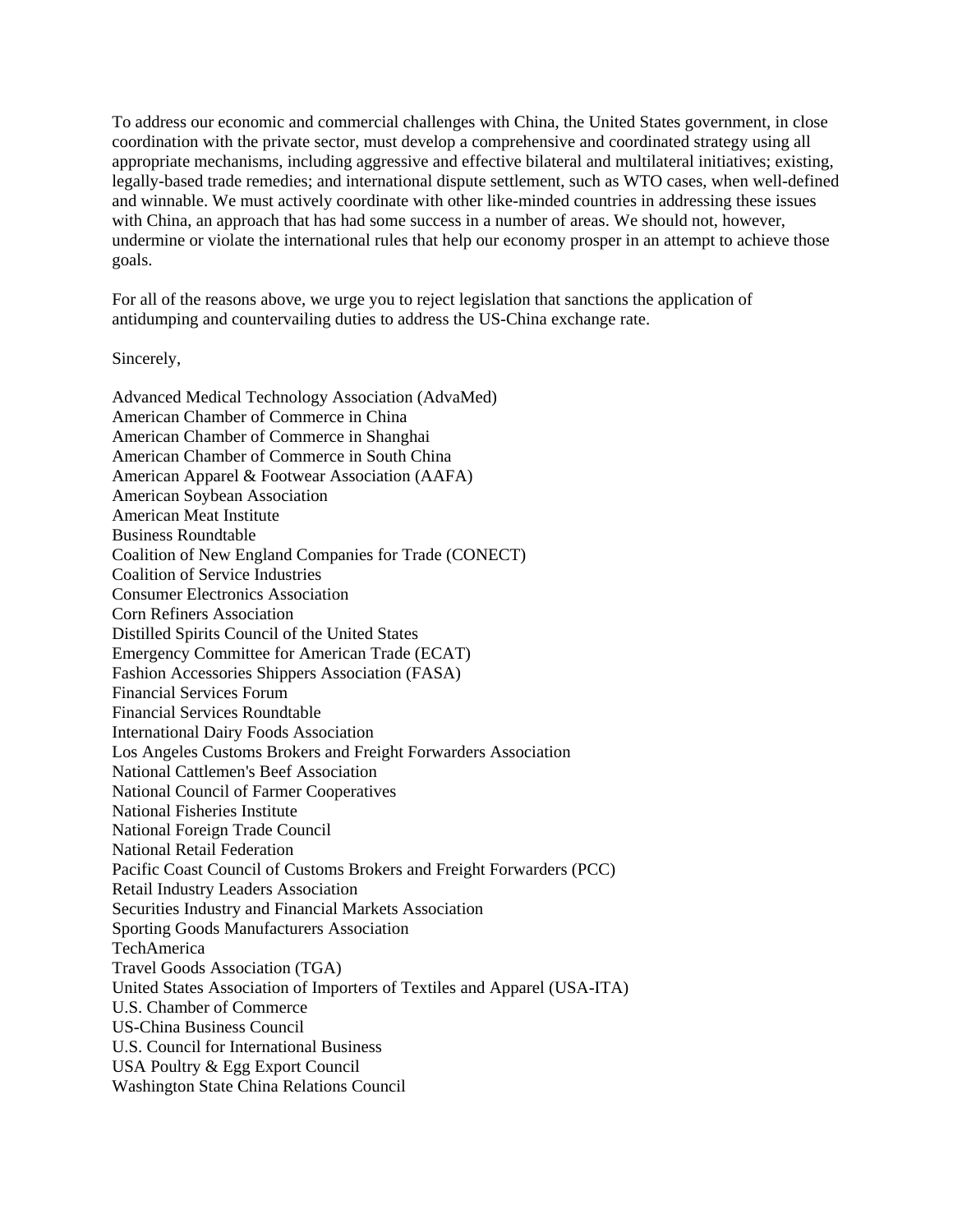To address our economic and commercial challenges with China, the United States government, in close coordination with the private sector, must develop a comprehensive and coordinated strategy using all appropriate mechanisms, including aggressive and effective bilateral and multilateral initiatives; existing, legally-based trade remedies; and international dispute settlement, such as WTO cases, when well-defined and winnable. We must actively coordinate with other like-minded countries in addressing these issues with China, an approach that has had some success in a number of areas. We should not, however, undermine or violate the international rules that help our economy prosper in an attempt to achieve those goals.

For all of the reasons above, we urge you to reject legislation that sanctions the application of antidumping and countervailing duties to address the US-China exchange rate.

Sincerely,

Advanced Medical Technology Association (AdvaMed)
American Chamber of Commerce in China
American Chamber of Commerce in Shanghai
American Chamber of Commerce in South China
American Apparel & Footwear Association (AAFA)
American Soybean Association
American Meat Institute
Business Roundtable
Coalition of New England Companies for Trade (CONECT)
Coalition of Service Industries
Consumer Electronics Association
Corn Refiners Association
Distilled Spirits Council of the United States
Emergency Committee for American Trade (ECAT)
Fashion Accessories Shippers Association (FASA)
Financial Services Forum
Financial Services Roundtable
International Dairy Foods Association
Los Angeles Customs Brokers and Freight Forwarders Association
National Cattlemen's Beef Association
National Council of Farmer Cooperatives
National Fisheries Institute
National Foreign Trade Council
National Retail Federation
Pacific Coast Council of Customs Brokers and Freight Forwarders (PCC)
Retail Industry Leaders Association
Securities Industry and Financial Markets Association
Sporting Goods Manufacturers Association
TechAmerica
Travel Goods Association (TGA)
United States Association of Importers of Textiles and Apparel (USA-ITA)
U.S. Chamber of Commerce
US-China Business Council
U.S. Council for International Business
USA Poultry & Egg Export Council
Washington State China Relations Council